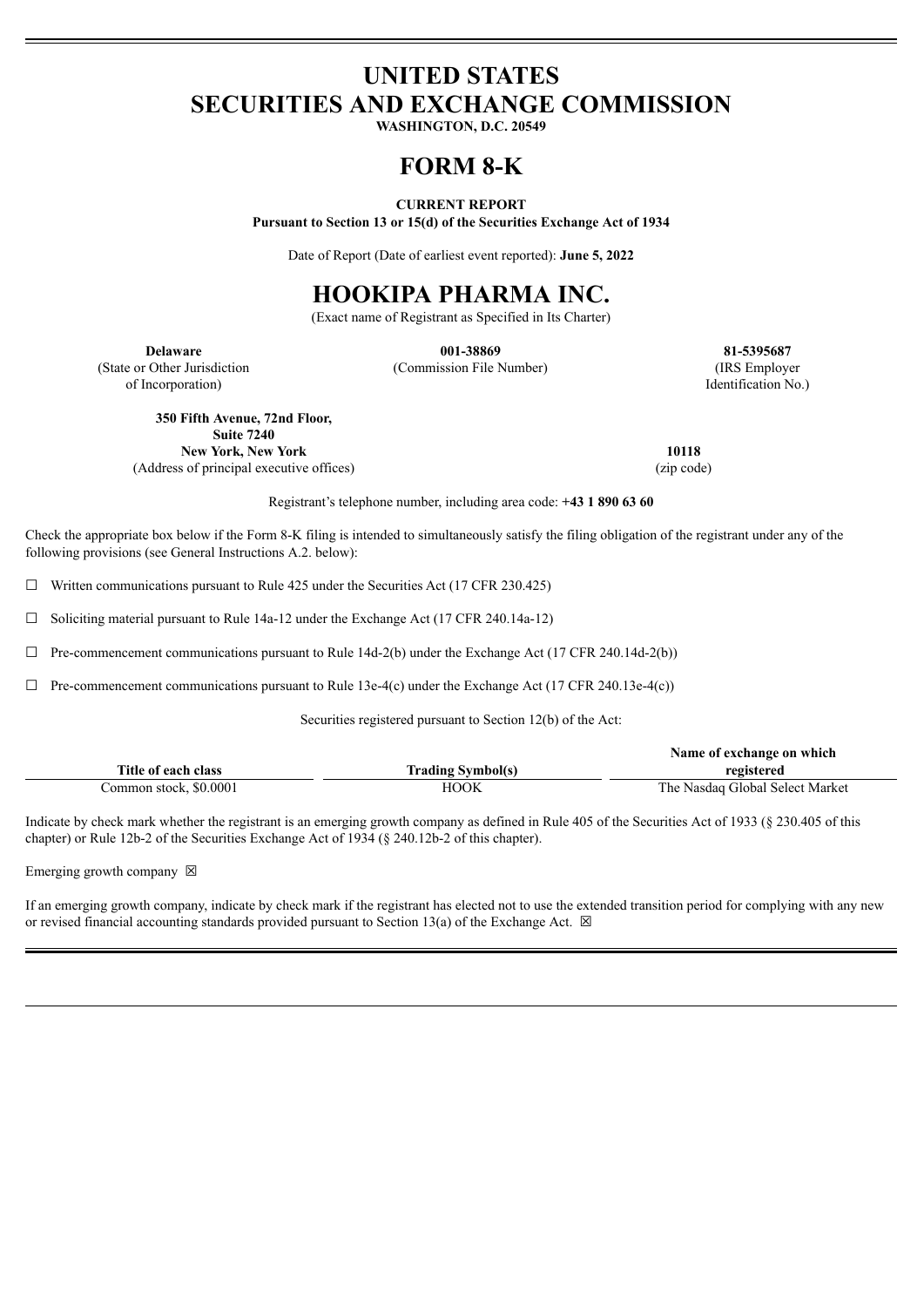# UNITED STATES
# SECURITIES AND EXCHANGE COMMISSION

**WASHINGTON, D.C. 20549**

# FORM 8-K

**CURRENT REPORT**

**Pursuant to Section 13 or 15(d) of the Securities Exchange Act of 1934**

Date of Report (Date of earliest event reported): **June 5, 2022**

# HOOKIPA PHARMA INC.

(Exact name of Registrant as Specified in Its Charter)

| **Delaware** | **001-38869** | **81-5395687** |
|---|---|---|
| (State or Other Jurisdiction of Incorporation) | (Commission File Number) | (IRS Employer Identification No.) |

| **350 Fifth Avenue, 72nd Floor, Suite 7240 New York, New York** | **10118** |
|---|---|
| (Address of principal executive offices) | (zip code) |

Registrant's telephone number, including area code: **+43 1 890 63 60**

Check the appropriate box below if the Form 8-K filing is intended to simultaneously satisfy the filing obligation of the registrant under any of the following provisions (see General Instructions A.2. below):

☐ Written communications pursuant to Rule 425 under the Securities Act (17 CFR 230.425)

☐ Soliciting material pursuant to Rule 14a-12 under the Exchange Act (17 CFR 240.14a-12)

☐ Pre-commencement communications pursuant to Rule 14d-2(b) under the Exchange Act (17 CFR 240.14d-2(b))

☐ Pre-commencement communications pursuant to Rule 13e-4(c) under the Exchange Act (17 CFR 240.13e-4(c))

Securities registered pursuant to Section 12(b) of the Act:

| Title of each class | Trading Symbol(s) | Name of exchange on which registered |
|---|---|---|
| Common stock, $0.0001 | HOOK | The Nasdaq Global Select Market |

Indicate by check mark whether the registrant is an emerging growth company as defined in Rule 405 of the Securities Act of 1933 (§ 230.405 of this chapter) or Rule 12b-2 of the Securities Exchange Act of 1934 (§ 240.12b-2 of this chapter).

Emerging growth company ☒

If an emerging growth company, indicate by check mark if the registrant has elected not to use the extended transition period for complying with any new or revised financial accounting standards provided pursuant to Section 13(a) of the Exchange Act. ☒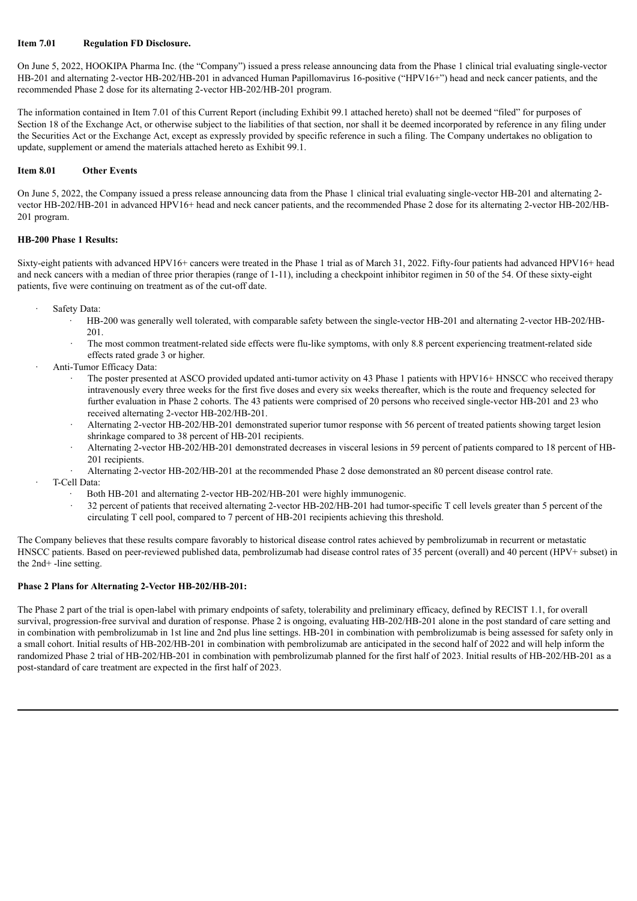**Item 7.01 Regulation FD Disclosure.**

On June 5, 2022, HOOKIPA Pharma Inc. (the "Company") issued a press release announcing data from the Phase 1 clinical trial evaluating single-vector HB-201 and alternating 2-vector HB-202/HB-201 in advanced Human Papillomavirus 16-positive ("HPV16+") head and neck cancer patients, and the recommended Phase 2 dose for its alternating 2-vector HB-202/HB-201 program.

The information contained in Item 7.01 of this Current Report (including Exhibit 99.1 attached hereto) shall not be deemed "filed" for purposes of Section 18 of the Exchange Act, or otherwise subject to the liabilities of that section, nor shall it be deemed incorporated by reference in any filing under the Securities Act or the Exchange Act, except as expressly provided by specific reference in such a filing. The Company undertakes no obligation to update, supplement or amend the materials attached hereto as Exhibit 99.1.

**Item 8.01 Other Events**

On June 5, 2022, the Company issued a press release announcing data from the Phase 1 clinical trial evaluating single-vector HB-201 and alternating 2-vector HB-202/HB-201 in advanced HPV16+ head and neck cancer patients, and the recommended Phase 2 dose for its alternating 2-vector HB-202/HB-201 program.

**HB-200 Phase 1 Results:**

Sixty-eight patients with advanced HPV16+ cancers were treated in the Phase 1 trial as of March 31, 2022. Fifty-four patients had advanced HPV16+ head and neck cancers with a median of three prior therapies (range of 1-11), including a checkpoint inhibitor regimen in 50 of the 54. Of these sixty-eight patients, five were continuing on treatment as of the cut-off date.

- Safety Data:
  - HB-200 was generally well tolerated, with comparable safety between the single-vector HB-201 and alternating 2-vector HB-202/HB-201.
  - The most common treatment-related side effects were flu-like symptoms, with only 8.8 percent experiencing treatment-related side effects rated grade 3 or higher.
- Anti-Tumor Efficacy Data:
  - The poster presented at ASCO provided updated anti-tumor activity on 43 Phase 1 patients with HPV16+ HNSCC who received therapy intravenously every three weeks for the first five doses and every six weeks thereafter, which is the route and frequency selected for further evaluation in Phase 2 cohorts. The 43 patients were comprised of 20 persons who received single-vector HB-201 and 23 who received alternating 2-vector HB-202/HB-201.
  - Alternating 2-vector HB-202/HB-201 demonstrated superior tumor response with 56 percent of treated patients showing target lesion shrinkage compared to 38 percent of HB-201 recipients.
  - Alternating 2-vector HB-202/HB-201 demonstrated decreases in visceral lesions in 59 percent of patients compared to 18 percent of HB-201 recipients.
  - Alternating 2-vector HB-202/HB-201 at the recommended Phase 2 dose demonstrated an 80 percent disease control rate.
- T-Cell Data:
  - Both HB-201 and alternating 2-vector HB-202/HB-201 were highly immunogenic.
  - 32 percent of patients that received alternating 2-vector HB-202/HB-201 had tumor-specific T cell levels greater than 5 percent of the circulating T cell pool, compared to 7 percent of HB-201 recipients achieving this threshold.

The Company believes that these results compare favorably to historical disease control rates achieved by pembrolizumab in recurrent or metastatic HNSCC patients. Based on peer-reviewed published data, pembrolizumab had disease control rates of 35 percent (overall) and 40 percent (HPV+ subset) in the 2nd+ -line setting.

**Phase 2 Plans for Alternating 2-Vector HB-202/HB-201:**

The Phase 2 part of the trial is open-label with primary endpoints of safety, tolerability and preliminary efficacy, defined by RECIST 1.1, for overall survival, progression-free survival and duration of response. Phase 2 is ongoing, evaluating HB-202/HB-201 alone in the post standard of care setting and in combination with pembrolizumab in 1st line and 2nd plus line settings. HB-201 in combination with pembrolizumab is being assessed for safety only in a small cohort. Initial results of HB-202/HB-201 in combination with pembrolizumab are anticipated in the second half of 2022 and will help inform the randomized Phase 2 trial of HB-202/HB-201 in combination with pembrolizumab planned for the first half of 2023. Initial results of HB-202/HB-201 as a post-standard of care treatment are expected in the first half of 2023.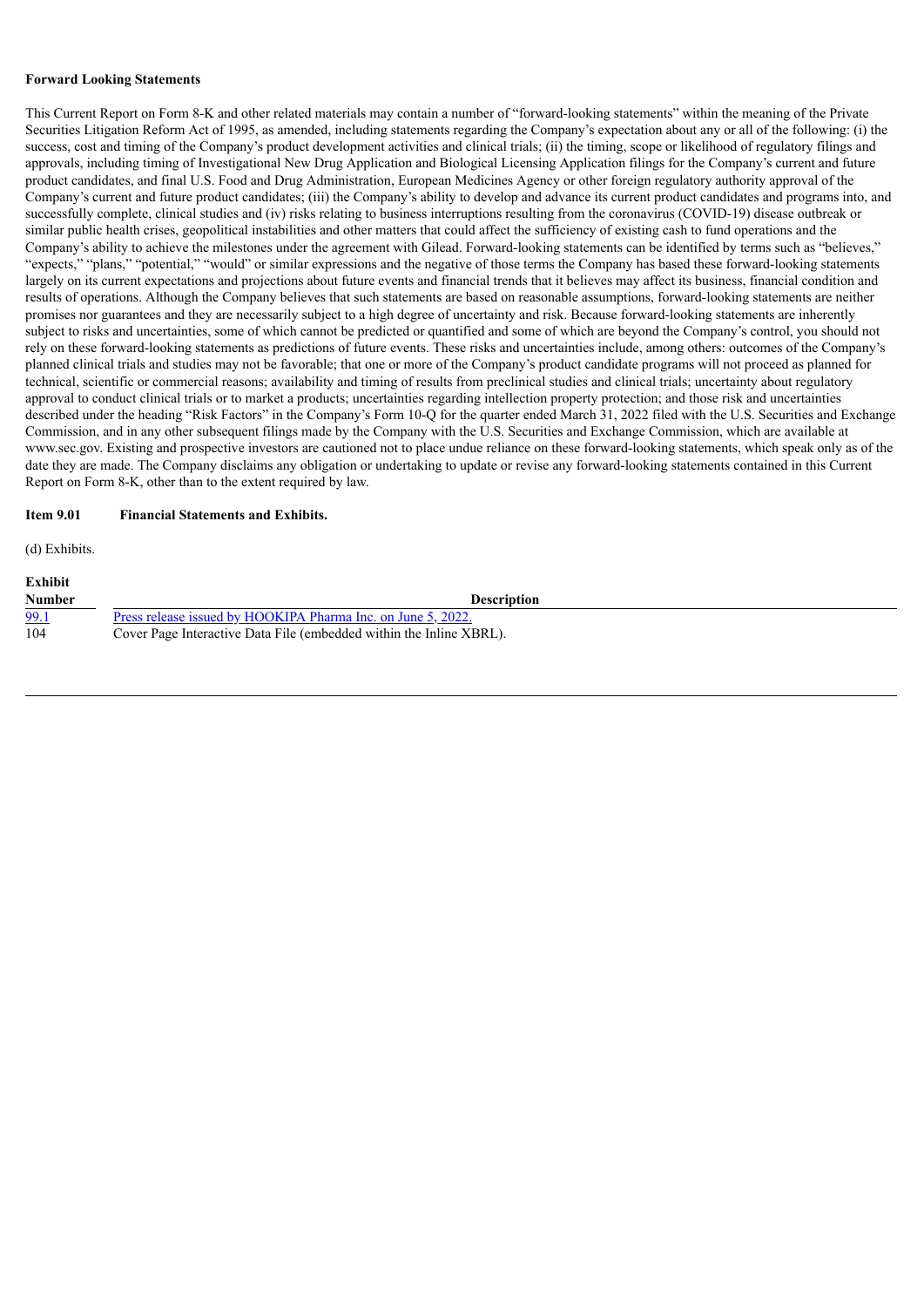**Forward Looking Statements**

This Current Report on Form 8-K and other related materials may contain a number of "forward-looking statements" within the meaning of the Private Securities Litigation Reform Act of 1995, as amended, including statements regarding the Company's expectation about any or all of the following: (i) the success, cost and timing of the Company's product development activities and clinical trials; (ii) the timing, scope or likelihood of regulatory filings and approvals, including timing of Investigational New Drug Application and Biological Licensing Application filings for the Company's current and future product candidates, and final U.S. Food and Drug Administration, European Medicines Agency or other foreign regulatory authority approval of the Company's current and future product candidates; (iii) the Company's ability to develop and advance its current product candidates and programs into, and successfully complete, clinical studies and (iv) risks relating to business interruptions resulting from the coronavirus (COVID-19) disease outbreak or similar public health crises, geopolitical instabilities and other matters that could affect the sufficiency of existing cash to fund operations and the Company's ability to achieve the milestones under the agreement with Gilead. Forward-looking statements can be identified by terms such as "believes," "expects," "plans," "potential," "would" or similar expressions and the negative of those terms the Company has based these forward-looking statements largely on its current expectations and projections about future events and financial trends that it believes may affect its business, financial condition and results of operations. Although the Company believes that such statements are based on reasonable assumptions, forward-looking statements are neither promises nor guarantees and they are necessarily subject to a high degree of uncertainty and risk. Because forward-looking statements are inherently subject to risks and uncertainties, some of which cannot be predicted or quantified and some of which are beyond the Company's control, you should not rely on these forward-looking statements as predictions of future events. These risks and uncertainties include, among others: outcomes of the Company's planned clinical trials and studies may not be favorable; that one or more of the Company's product candidate programs will not proceed as planned for technical, scientific or commercial reasons; availability and timing of results from preclinical studies and clinical trials; uncertainty about regulatory approval to conduct clinical trials or to market a products; uncertainties regarding intellection property protection; and those risk and uncertainties described under the heading "Risk Factors" in the Company's Form 10-Q for the quarter ended March 31, 2022 filed with the U.S. Securities and Exchange Commission, and in any other subsequent filings made by the Company with the U.S. Securities and Exchange Commission, which are available at www.sec.gov. Existing and prospective investors are cautioned not to place undue reliance on these forward-looking statements, which speak only as of the date they are made. The Company disclaims any obligation or undertaking to update or revise any forward-looking statements contained in this Current Report on Form 8-K, other than to the extent required by law.

**Item 9.01 Financial Statements and Exhibits.**

(d) Exhibits.

| Exhibit Number | Description |
|---|---|
| 99.1 | Press release issued by HOOKIPA Pharma Inc. on June 5, 2022. |
| 104 | Cover Page Interactive Data File (embedded within the Inline XBRL). |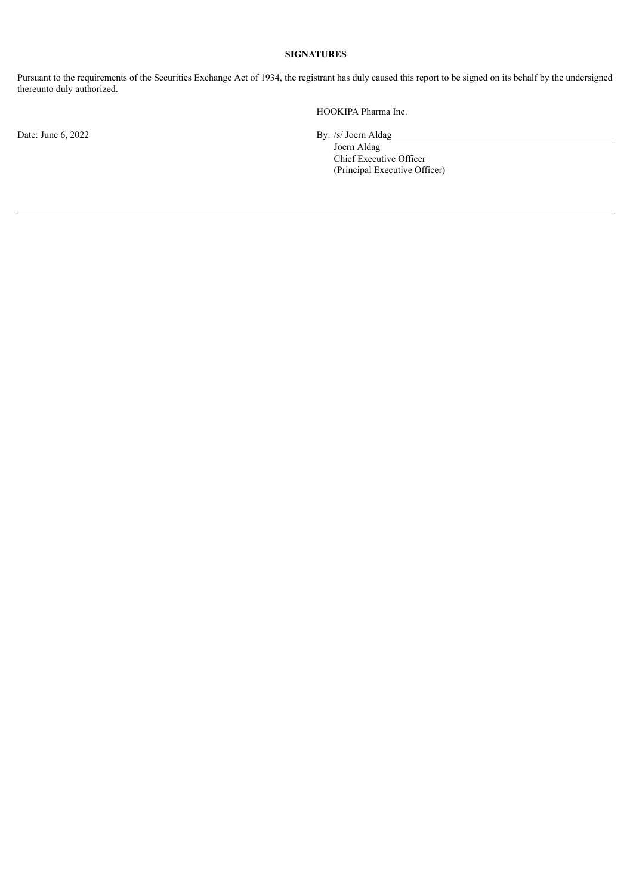**SIGNATURES**

Pursuant to the requirements of the Securities Exchange Act of 1934, the registrant has duly caused this report to be signed on its behalf by the undersigned thereunto duly authorized.

HOOKIPA Pharma Inc.

Date: June 6, 2022

By: /s/ Joern Aldag
Joern Aldag
Chief Executive Officer
(Principal Executive Officer)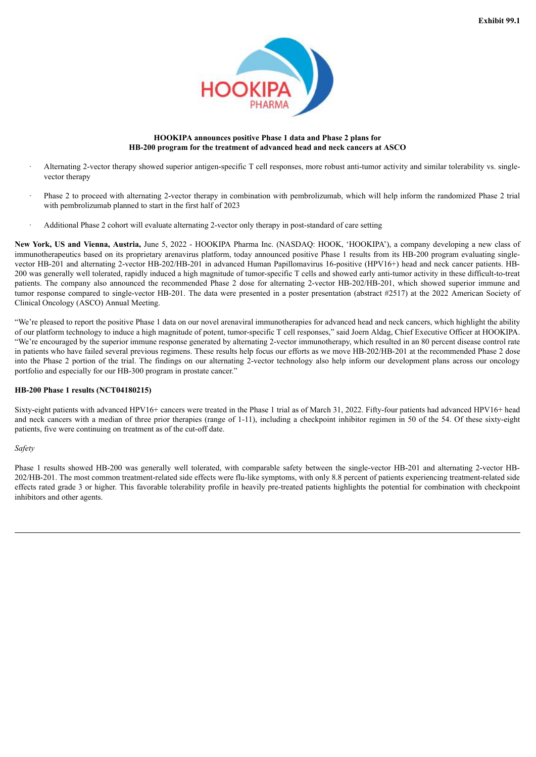**Exhibit 99.1**

**HOOKIPA announces positive Phase 1 data and Phase 2 plans for HB-200 program for the treatment of advanced head and neck cancers at ASCO**

- Alternating 2-vector therapy showed superior antigen-specific T cell responses, more robust anti-tumor activity and similar tolerability vs. single-vector therapy
- Phase 2 to proceed with alternating 2-vector therapy in combination with pembrolizumab, which will help inform the randomized Phase 2 trial with pembrolizumab planned to start in the first half of 2023
- Additional Phase 2 cohort will evaluate alternating 2-vector only therapy in post-standard of care setting

**New York, US and Vienna, Austria,** June 5, 2022 - HOOKIPA Pharma Inc. (NASDAQ: HOOK, 'HOOKIPA'), a company developing a new class of immunotherapeutics based on its proprietary arenavirus platform, today announced positive Phase 1 results from its HB-200 program evaluating single-vector HB-201 and alternating 2-vector HB-202/HB-201 in advanced Human Papillomavirus 16-positive (HPV16+) head and neck cancer patients. HB-200 was generally well tolerated, rapidly induced a high magnitude of tumor-specific T cells and showed early anti-tumor activity in these difficult-to-treat patients. The company also announced the recommended Phase 2 dose for alternating 2-vector HB-202/HB-201, which showed superior immune and tumor response compared to single-vector HB-201. The data were presented in a poster presentation (abstract #2517) at the 2022 American Society of Clinical Oncology (ASCO) Annual Meeting.

"We're pleased to report the positive Phase 1 data on our novel arenaviral immunotherapies for advanced head and neck cancers, which highlight the ability of our platform technology to induce a high magnitude of potent, tumor-specific T cell responses," said Joern Aldag, Chief Executive Officer at HOOKIPA. "We're encouraged by the superior immune response generated by alternating 2-vector immunotherapy, which resulted in an 80 percent disease control rate in patients who have failed several previous regimens. These results help focus our efforts as we move HB-202/HB-201 at the recommended Phase 2 dose into the Phase 2 portion of the trial. The findings on our alternating 2-vector technology also help inform our development plans across our oncology portfolio and especially for our HB-300 program in prostate cancer."

**HB-200 Phase 1 results (NCT04180215)**

Sixty-eight patients with advanced HPV16+ cancers were treated in the Phase 1 trial as of March 31, 2022. Fifty-four patients had advanced HPV16+ head and neck cancers with a median of three prior therapies (range of 1-11), including a checkpoint inhibitor regimen in 50 of the 54. Of these sixty-eight patients, five were continuing on treatment as of the cut-off date.

*Safety*

Phase 1 results showed HB-200 was generally well tolerated, with comparable safety between the single-vector HB-201 and alternating 2-vector HB-202/HB-201. The most common treatment-related side effects were flu-like symptoms, with only 8.8 percent of patients experiencing treatment-related side effects rated grade 3 or higher. This favorable tolerability profile in heavily pre-treated patients highlights the potential for combination with checkpoint inhibitors and other agents.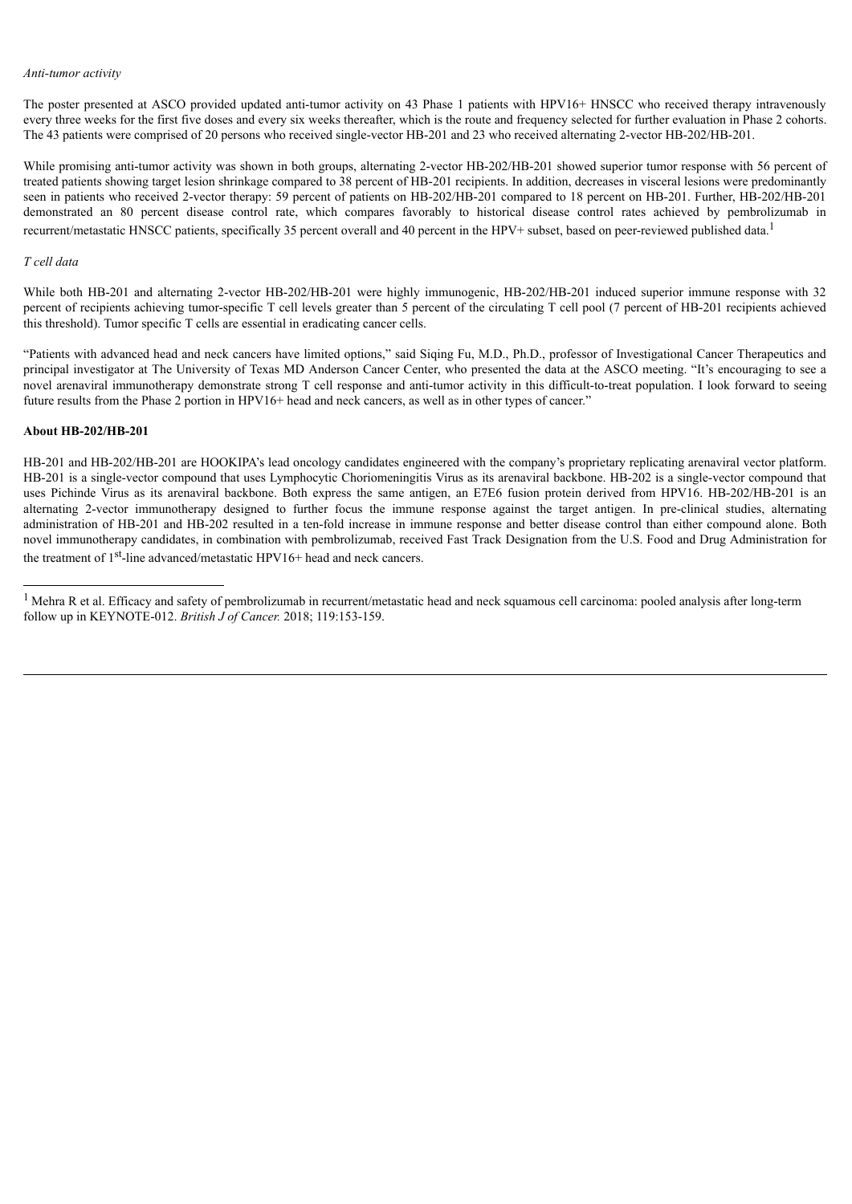*Anti-tumor activity*

The poster presented at ASCO provided updated anti-tumor activity on 43 Phase 1 patients with HPV16+ HNSCC who received therapy intravenously every three weeks for the first five doses and every six weeks thereafter, which is the route and frequency selected for further evaluation in Phase 2 cohorts. The 43 patients were comprised of 20 persons who received single-vector HB-201 and 23 who received alternating 2-vector HB-202/HB-201.

While promising anti-tumor activity was shown in both groups, alternating 2-vector HB-202/HB-201 showed superior tumor response with 56 percent of treated patients showing target lesion shrinkage compared to 38 percent of HB-201 recipients. In addition, decreases in visceral lesions were predominantly seen in patients who received 2-vector therapy: 59 percent of patients on HB-202/HB-201 compared to 18 percent on HB-201. Further, HB-202/HB-201 demonstrated an 80 percent disease control rate, which compares favorably to historical disease control rates achieved by pembrolizumab in recurrent/metastatic HNSCC patients, specifically 35 percent overall and 40 percent in the HPV+ subset, based on peer-reviewed published data.[1]

*T cell data*

While both HB-201 and alternating 2-vector HB-202/HB-201 were highly immunogenic, HB-202/HB-201 induced superior immune response with 32 percent of recipients achieving tumor-specific T cell levels greater than 5 percent of the circulating T cell pool (7 percent of HB-201 recipients achieved this threshold). Tumor specific T cells are essential in eradicating cancer cells.

"Patients with advanced head and neck cancers have limited options," said Siqing Fu, M.D., Ph.D., professor of Investigational Cancer Therapeutics and principal investigator at The University of Texas MD Anderson Cancer Center, who presented the data at the ASCO meeting. "It's encouraging to see a novel arenaviral immunotherapy demonstrate strong T cell response and anti-tumor activity in this difficult-to-treat population. I look forward to seeing future results from the Phase 2 portion in HPV16+ head and neck cancers, as well as in other types of cancer."

**About HB-202/HB-201**

HB-201 and HB-202/HB-201 are HOOKIPA's lead oncology candidates engineered with the company's proprietary replicating arenaviral vector platform. HB-201 is a single-vector compound that uses Lymphocytic Choriomeningitis Virus as its arenaviral backbone. HB-202 is a single-vector compound that uses Pichinde Virus as its arenaviral backbone. Both express the same antigen, an E7E6 fusion protein derived from HPV16. HB-202/HB-201 is an alternating 2-vector immunotherapy designed to further focus the immune response against the target antigen. In pre-clinical studies, alternating administration of HB-201 and HB-202 resulted in a ten-fold increase in immune response and better disease control than either compound alone. Both novel immunotherapy candidates, in combination with pembrolizumab, received Fast Track Designation from the U.S. Food and Drug Administration for the treatment of 1st-line advanced/metastatic HPV16+ head and neck cancers.

---

[1] Mehra R et al. Efficacy and safety of pembrolizumab in recurrent/metastatic head and neck squamous cell carcinoma: pooled analysis after long-term follow up in KEYNOTE-012. *British J of Cancer.* 2018; 119:153-159.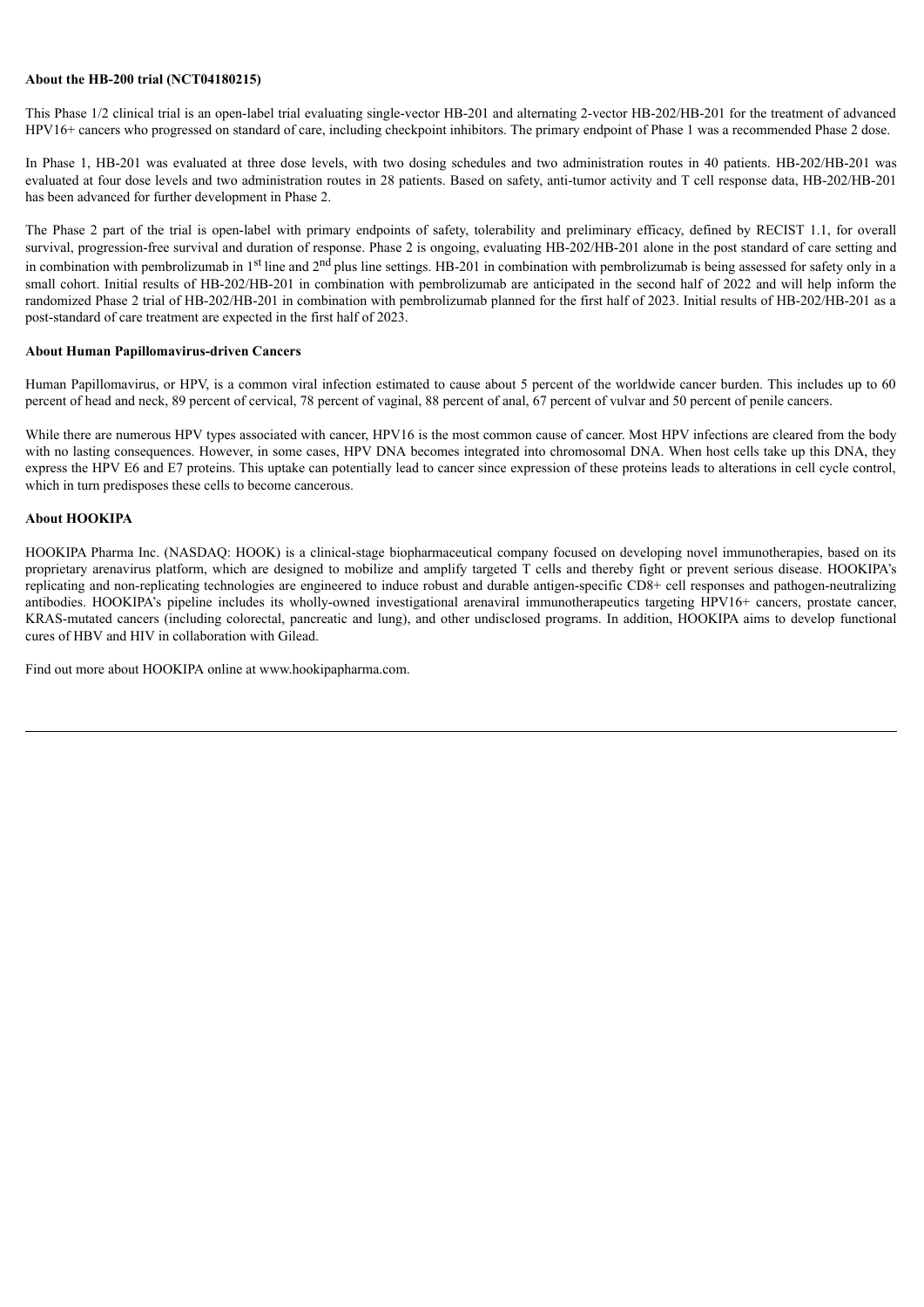**About the HB-200 trial (NCT04180215)**

This Phase 1/2 clinical trial is an open-label trial evaluating single-vector HB-201 and alternating 2-vector HB-202/HB-201 for the treatment of advanced HPV16+ cancers who progressed on standard of care, including checkpoint inhibitors. The primary endpoint of Phase 1 was a recommended Phase 2 dose.

In Phase 1, HB-201 was evaluated at three dose levels, with two dosing schedules and two administration routes in 40 patients. HB-202/HB-201 was evaluated at four dose levels and two administration routes in 28 patients. Based on safety, anti-tumor activity and T cell response data, HB-202/HB-201 has been advanced for further development in Phase 2.

The Phase 2 part of the trial is open-label with primary endpoints of safety, tolerability and preliminary efficacy, defined by RECIST 1.1, for overall survival, progression-free survival and duration of response. Phase 2 is ongoing, evaluating HB-202/HB-201 alone in the post standard of care setting and in combination with pembrolizumab in 1st line and 2nd plus line settings. HB-201 in combination with pembrolizumab is being assessed for safety only in a small cohort. Initial results of HB-202/HB-201 in combination with pembrolizumab are anticipated in the second half of 2022 and will help inform the randomized Phase 2 trial of HB-202/HB-201 in combination with pembrolizumab planned for the first half of 2023. Initial results of HB-202/HB-201 as a post-standard of care treatment are expected in the first half of 2023.

**About Human Papillomavirus-driven Cancers**

Human Papillomavirus, or HPV, is a common viral infection estimated to cause about 5 percent of the worldwide cancer burden. This includes up to 60 percent of head and neck, 89 percent of cervical, 78 percent of vaginal, 88 percent of anal, 67 percent of vulvar and 50 percent of penile cancers.

While there are numerous HPV types associated with cancer, HPV16 is the most common cause of cancer. Most HPV infections are cleared from the body with no lasting consequences. However, in some cases, HPV DNA becomes integrated into chromosomal DNA. When host cells take up this DNA, they express the HPV E6 and E7 proteins. This uptake can potentially lead to cancer since expression of these proteins leads to alterations in cell cycle control, which in turn predisposes these cells to become cancerous.

**About HOOKIPA**

HOOKIPA Pharma Inc. (NASDAQ: HOOK) is a clinical-stage biopharmaceutical company focused on developing novel immunotherapies, based on its proprietary arenavirus platform, which are designed to mobilize and amplify targeted T cells and thereby fight or prevent serious disease. HOOKIPA's replicating and non-replicating technologies are engineered to induce robust and durable antigen-specific CD8+ cell responses and pathogen-neutralizing antibodies. HOOKIPA's pipeline includes its wholly-owned investigational arenaviral immunotherapeutics targeting HPV16+ cancers, prostate cancer, KRAS-mutated cancers (including colorectal, pancreatic and lung), and other undisclosed programs. In addition, HOOKIPA aims to develop functional cures of HBV and HIV in collaboration with Gilead.

Find out more about HOOKIPA online at www.hookipapharma.com.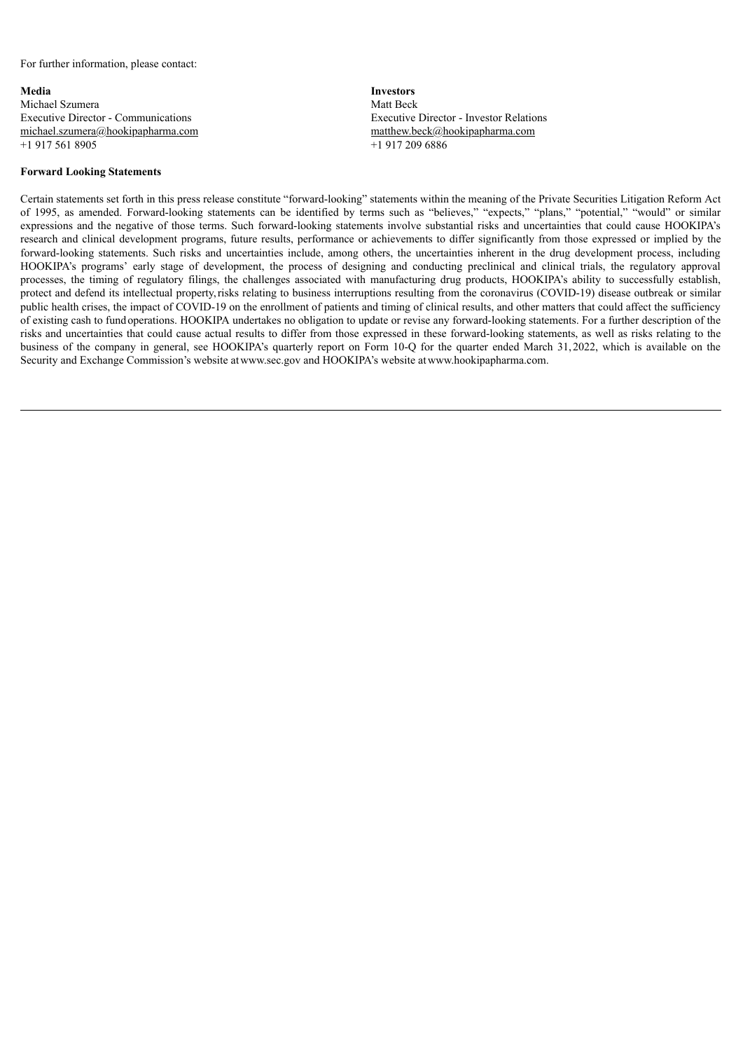For further information, please contact:

**Media**
Michael Szumera
Executive Director - Communications
michael.szumera@hookipapharma.com
+1 917 561 8905

**Investors**
Matt Beck
Executive Director - Investor Relations
matthew.beck@hookipapharma.com
+1 917 209 6886

**Forward Looking Statements**

Certain statements set forth in this press release constitute "forward-looking" statements within the meaning of the Private Securities Litigation Reform Act of 1995, as amended. Forward-looking statements can be identified by terms such as "believes," "expects," "plans," "potential," "would" or similar expressions and the negative of those terms. Such forward-looking statements involve substantial risks and uncertainties that could cause HOOKIPA's research and clinical development programs, future results, performance or achievements to differ significantly from those expressed or implied by the forward-looking statements. Such risks and uncertainties include, among others, the uncertainties inherent in the drug development process, including HOOKIPA's programs' early stage of development, the process of designing and conducting preclinical and clinical trials, the regulatory approval processes, the timing of regulatory filings, the challenges associated with manufacturing drug products, HOOKIPA's ability to successfully establish, protect and defend its intellectual property, risks relating to business interruptions resulting from the coronavirus (COVID-19) disease outbreak or similar public health crises, the impact of COVID-19 on the enrollment of patients and timing of clinical results, and other matters that could affect the sufficiency of existing cash to fund operations. HOOKIPA undertakes no obligation to update or revise any forward-looking statements. For a further description of the risks and uncertainties that could cause actual results to differ from those expressed in these forward-looking statements, as well as risks relating to the business of the company in general, see HOOKIPA's quarterly report on Form 10-Q for the quarter ended March 31, 2022, which is available on the Security and Exchange Commission's website at www.sec.gov and HOOKIPA's website at www.hookipapharma.com.